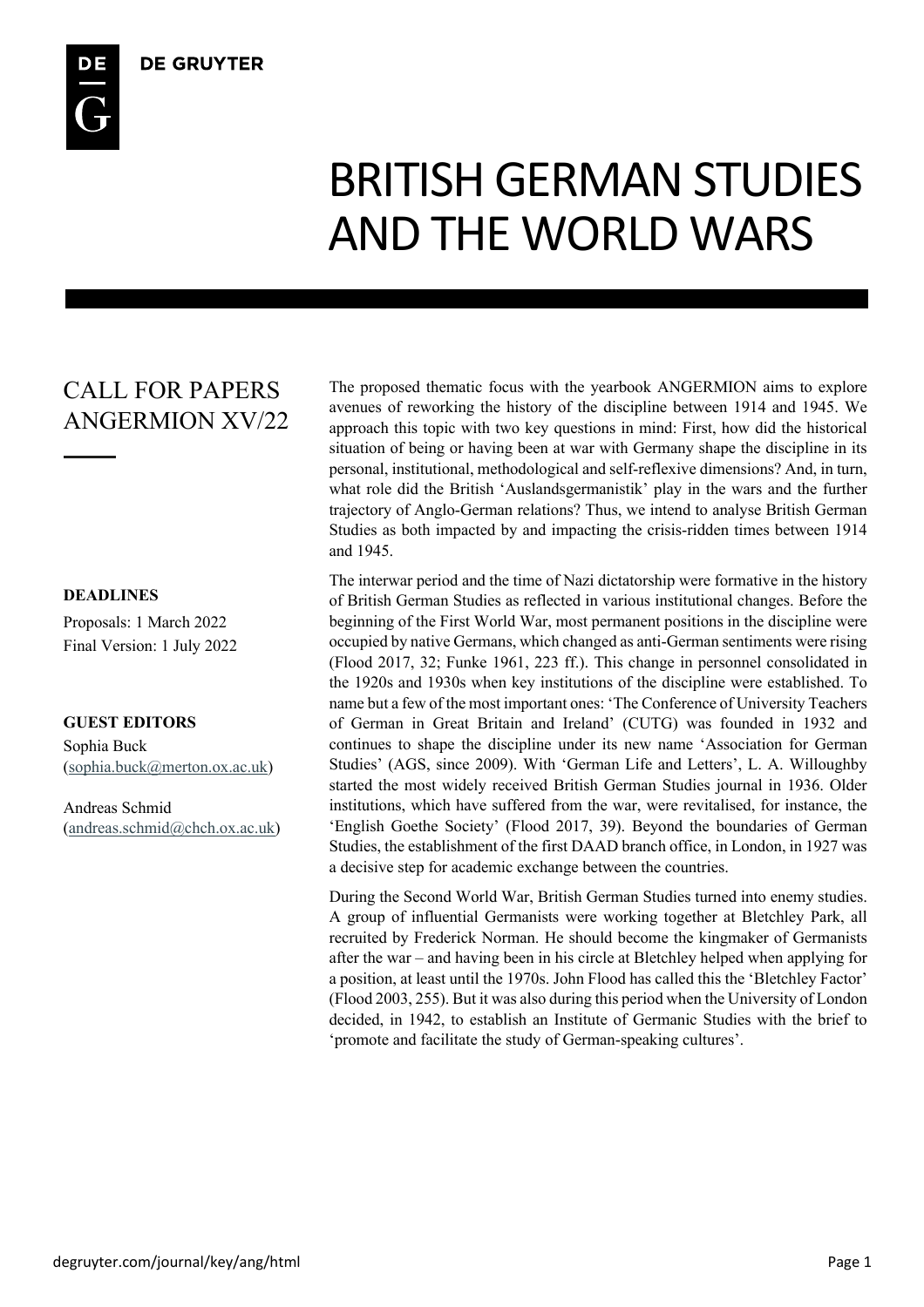DE GRUYTER

# BRITISH GERMAN STUDIES AND THE WORLD WARS

## CALL FOR PAPERS ANGERMION XV/22

**DEADLINES**

Proposals: 1 March 2022
Final Version: 1 July 2022

**GUEST EDITORS**

Sophia Buck
(sophia.buck@merton.ox.ac.uk)

Andreas Schmid
(andreas.schmid@chch.ox.ac.uk)

The proposed thematic focus with the yearbook ANGERMION aims to explore avenues of reworking the history of the discipline between 1914 and 1945. We approach this topic with two key questions in mind: First, how did the historical situation of being or having been at war with Germany shape the discipline in its personal, institutional, methodological and self-reflexive dimensions? And, in turn, what role did the British 'Auslandsgermanistik' play in the wars and the further trajectory of Anglo-German relations? Thus, we intend to analyse British German Studies as both impacted by and impacting the crisis-ridden times between 1914 and 1945.

The interwar period and the time of Nazi dictatorship were formative in the history of British German Studies as reflected in various institutional changes. Before the beginning of the First World War, most permanent positions in the discipline were occupied by native Germans, which changed as anti-German sentiments were rising (Flood 2017, 32; Funke 1961, 223 ff.). This change in personnel consolidated in the 1920s and 1930s when key institutions of the discipline were established. To name but a few of the most important ones: 'The Conference of University Teachers of German in Great Britain and Ireland' (CUTG) was founded in 1932 and continues to shape the discipline under its new name 'Association for German Studies' (AGS, since 2009). With 'German Life and Letters', L. A. Willoughby started the most widely received British German Studies journal in 1936. Older institutions, which have suffered from the war, were revitalised, for instance, the 'English Goethe Society' (Flood 2017, 39). Beyond the boundaries of German Studies, the establishment of the first DAAD branch office, in London, in 1927 was a decisive step for academic exchange between the countries.

During the Second World War, British German Studies turned into enemy studies. A group of influential Germanists were working together at Bletchley Park, all recruited by Frederick Norman. He should become the kingmaker of Germanists after the war – and having been in his circle at Bletchley helped when applying for a position, at least until the 1970s. John Flood has called this the 'Bletchley Factor' (Flood 2003, 255). But it was also during this period when the University of London decided, in 1942, to establish an Institute of Germanic Studies with the brief to 'promote and facilitate the study of German-speaking cultures'.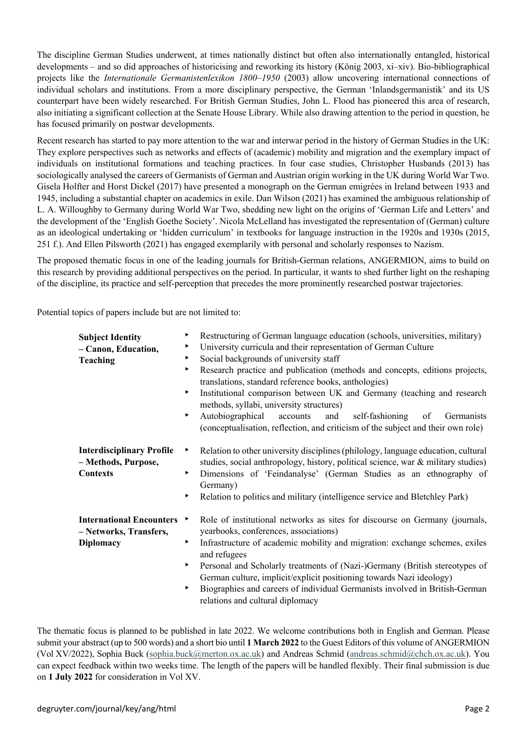The discipline German Studies underwent, at times nationally distinct but often also internationally entangled, historical developments – and so did approaches of historicising and reworking its history (König 2003, xi–xiv). Bio-bibliographical projects like the *Internationale Germanistenlexikon 1800–1950* (2003) allow uncovering international connections of individual scholars and institutions. From a more disciplinary perspective, the German 'Inlandsgermanistik' and its US counterpart have been widely researched. For British German Studies, John L. Flood has pioneered this area of research, also initiating a significant collection at the Senate House Library. While also drawing attention to the period in question, he has focused primarily on postwar developments.

Recent research has started to pay more attention to the war and interwar period in the history of German Studies in the UK: They explore perspectives such as networks and effects of (academic) mobility and migration and the exemplary impact of individuals on institutional formations and teaching practices. In four case studies, Christopher Husbands (2013) has sociologically analysed the careers of Germanists of German and Austrian origin working in the UK during World War Two. Gisela Holfter and Horst Dickel (2017) have presented a monograph on the German emigrées in Ireland between 1933 and 1945, including a substantial chapter on academics in exile. Dan Wilson (2021) has examined the ambiguous relationship of L. A. Willoughby to Germany during World War Two, shedding new light on the origins of 'German Life and Letters' and the development of the 'English Goethe Society'. Nicola McLelland has investigated the representation of (German) culture as an ideological undertaking or 'hidden curriculum' in textbooks for language instruction in the 1920s and 1930s (2015, 251 f.). And Ellen Pilsworth (2021) has engaged exemplarily with personal and scholarly responses to Nazism.

The proposed thematic focus in one of the leading journals for British-German relations, ANGERMION, aims to build on this research by providing additional perspectives on the period. In particular, it wants to shed further light on the reshaping of the discipline, its practice and self-perception that precedes the more prominently researched postwar trajectories.

Potential topics of papers include but are not limited to:

**Subject Identity – Canon, Education, Teaching**

- Restructuring of German language education (schools, universities, military)
- University curricula and their representation of German Culture
- Social backgrounds of university staff
- Research practice and publication (methods and concepts, editions projects, translations, standard reference books, anthologies)
- Institutional comparison between UK and Germany (teaching and research methods, syllabi, university structures)
- Autobiographical accounts and self-fashioning of Germanists (conceptualisation, reflection, and criticism of the subject and their own role)

**Interdisciplinary Profile – Methods, Purpose, Contexts**

- Relation to other university disciplines (philology, language education, cultural studies, social anthropology, history, political science, war & military studies)
- Dimensions of 'Feindanalyse' (German Studies as an ethnography of Germany)
- Relation to politics and military (intelligence service and Bletchley Park)

**International Encounters – Networks, Transfers, Diplomacy**

- Role of institutional networks as sites for discourse on Germany (journals, yearbooks, conferences, associations)
- Infrastructure of academic mobility and migration: exchange schemes, exiles and refugees
- Personal and Scholarly treatments of (Nazi-)Germany (British stereotypes of German culture, implicit/explicit positioning towards Nazi ideology)
- Biographies and careers of individual Germanists involved in British-German relations and cultural diplomacy

The thematic focus is planned to be published in late 2022. We welcome contributions both in English and German. Please submit your abstract (up to 500 words) and a short bio until **1 March 2022** to the Guest Editors of this volume of ANGERMION (Vol XV/2022), Sophia Buck (sophia.buck@merton.ox.ac.uk) and Andreas Schmid (andreas.schmid@chch.ox.ac.uk). You can expect feedback within two weeks time. The length of the papers will be handled flexibly. Their final submission is due on **1 July 2022** for consideration in Vol XV.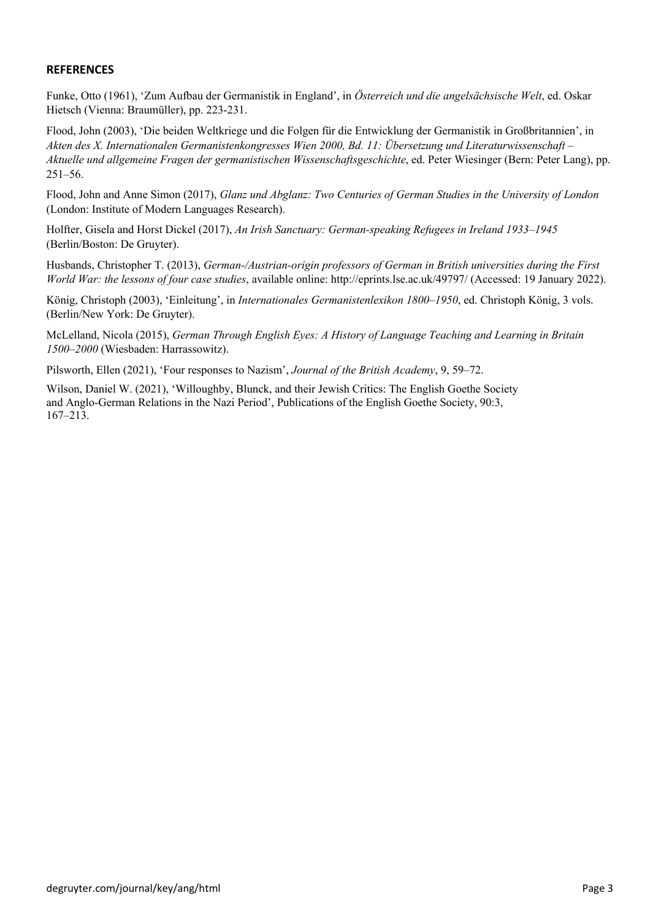## REFERENCES

Funke, Otto (1961), 'Zum Aufbau der Germanistik in England', in *Österreich und die angelsächsische Welt*, ed. Oskar Hietsch (Vienna: Braumüller), pp. 223-231.

Flood, John (2003), 'Die beiden Weltkriege und die Folgen für die Entwicklung der Germanistik in Großbritannien', in *Akten des X. Internationalen Germanistenkongresses Wien 2000, Bd. 11: Übersetzung und Literaturwissenschaft – Aktuelle und allgemeine Fragen der germanistischen Wissenschaftsgeschichte*, ed. Peter Wiesinger (Bern: Peter Lang), pp. 251–56.

Flood, John and Anne Simon (2017), *Glanz und Abglanz: Two Centuries of German Studies in the University of London* (London: Institute of Modern Languages Research).

Holfter, Gisela and Horst Dickel (2017), *An Irish Sanctuary: German-speaking Refugees in Ireland 1933–1945* (Berlin/Boston: De Gruyter).

Husbands, Christopher T. (2013), *German-/Austrian-origin professors of German in British universities during the First World War: the lessons of four case studies*, available online: http://eprints.lse.ac.uk/49797/ (Accessed: 19 January 2022).

König, Christoph (2003), 'Einleitung', in *Internationales Germanistenlexikon 1800–1950*, ed. Christoph König, 3 vols. (Berlin/New York: De Gruyter).

McLelland, Nicola (2015), *German Through English Eyes: A History of Language Teaching and Learning in Britain 1500–2000* (Wiesbaden: Harrassowitz).

Pilsworth, Ellen (2021), 'Four responses to Nazism', *Journal of the British Academy*, 9, 59–72.

Wilson, Daniel W. (2021), 'Willoughby, Blunck, and their Jewish Critics: The English Goethe Society and Anglo-German Relations in the Nazi Period', Publications of the English Goethe Society, 90:3, 167–213.